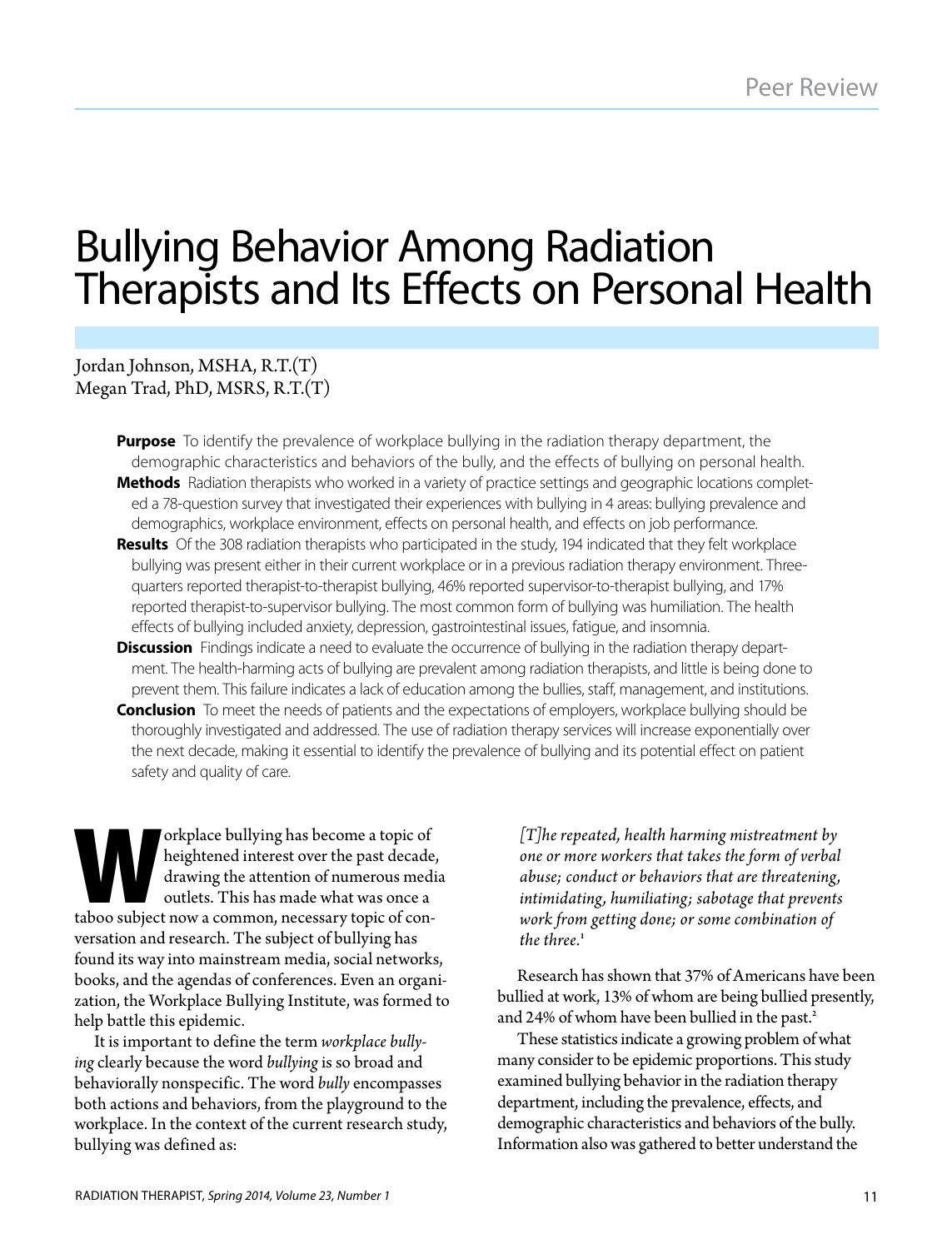# Bullying Behavior Among Radiation Therapists and Its Effects on Personal Health

Jordan Johnson, MSHA, R.T.(T)
Megan Trad, PhD, MSRS, R.T.(T)

**Purpose** To identify the prevalence of workplace bullying in the radiation therapy department, the demographic characteristics and behaviors of the bully, and the effects of bullying on personal health.

**Methods** Radiation therapists who worked in a variety of practice settings and geographic locations completed a 78-question survey that investigated their experiences with bullying in 4 areas: bullying prevalence and demographics, workplace environment, effects on personal health, and effects on job performance.

**Results** Of the 308 radiation therapists who participated in the study, 194 indicated that they felt workplace bullying was present either in their current workplace or in a previous radiation therapy environment. Three-quarters reported therapist-to-therapist bullying, 46% reported supervisor-to-therapist bullying, and 17% reported therapist-to-supervisor bullying. The most common form of bullying was humiliation. The health effects of bullying included anxiety, depression, gastrointestinal issues, fatigue, and insomnia.

**Discussion** Findings indicate a need to evaluate the occurrence of bullying in the radiation therapy department. The health-harming acts of bullying are prevalent among radiation therapists, and little is being done to prevent them. This failure indicates a lack of education among the bullies, staff, management, and institutions.

**Conclusion** To meet the needs of patients and the expectations of employers, workplace bullying should be thoroughly investigated and addressed. The use of radiation therapy services will increase exponentially over the next decade, making it essential to identify the prevalence of bullying and its potential effect on patient safety and quality of care.

Workplace bullying has become a topic of heightened interest over the past decade, drawing the attention of numerous media outlets. This has made what was once a taboo subject now a common, necessary topic of conversation and research. The subject of bullying has found its way into mainstream media, social networks, books, and the agendas of conferences. Even an organization, the Workplace Bullying Institute, was formed to help battle this epidemic.

It is important to define the term *workplace bullying* clearly because the word *bullying* is so broad and behaviorally nonspecific. The word *bully* encompasses both actions and behaviors, from the playground to the workplace. In the context of the current research study, bullying was defined as:

> *[T]he repeated, health harming mistreatment by one or more workers that takes the form of verbal abuse; conduct or behaviors that are threatening, intimidating, humiliating; sabotage that prevents work from getting done; or some combination of the three.*[1]

Research has shown that 37% of Americans have been bullied at work, 13% of whom are being bullied presently, and 24% of whom have been bullied in the past.[2]

These statistics indicate a growing problem of what many consider to be epidemic proportions. This study examined bullying behavior in the radiation therapy department, including the prevalence, effects, and demographic characteristics and behaviors of the bully. Information also was gathered to better understand the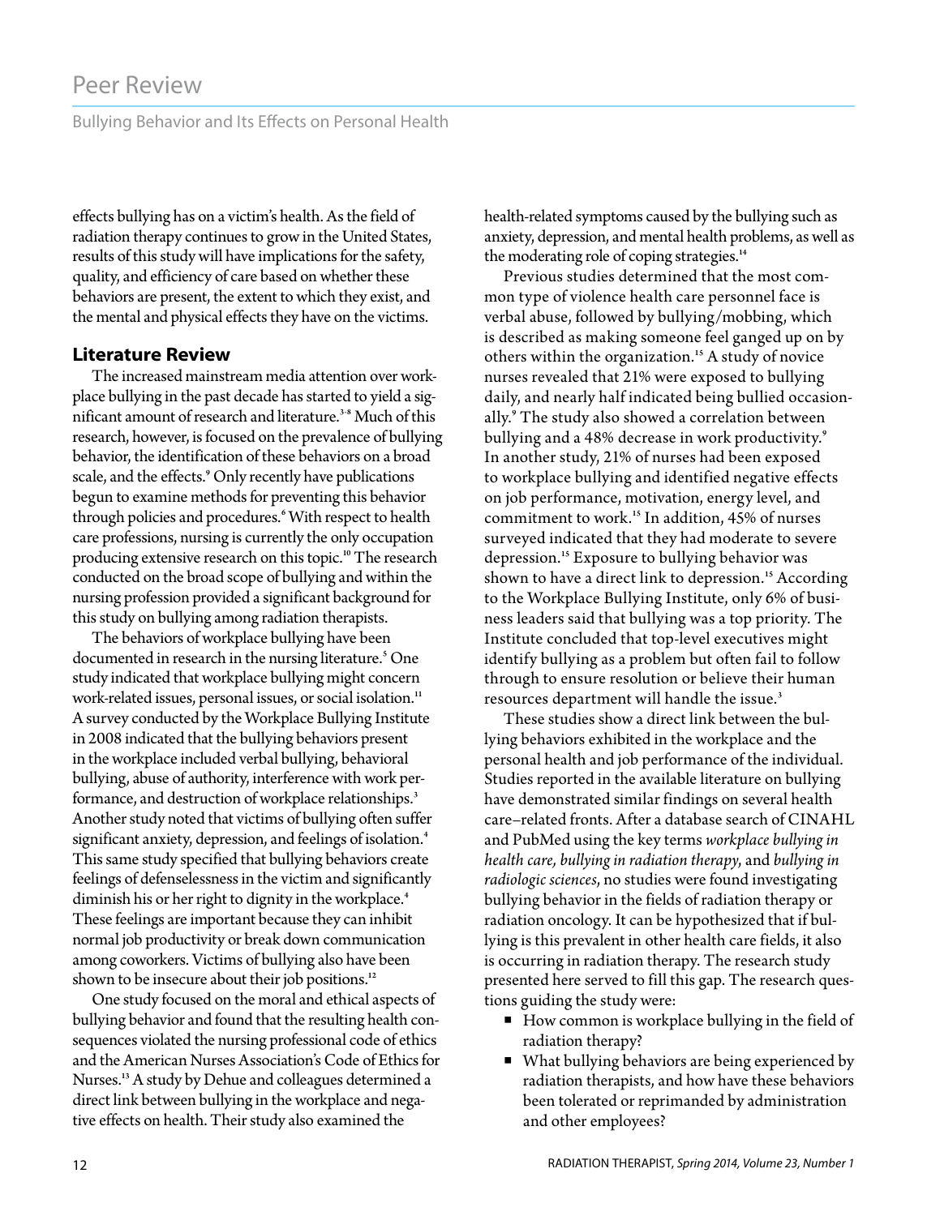effects bullying has on a victim's health. As the field of radiation therapy continues to grow in the United States, results of this study will have implications for the safety, quality, and efficiency of care based on whether these behaviors are present, the extent to which they exist, and the mental and physical effects they have on the victims.

## Literature Review

The increased mainstream media attention over workplace bullying in the past decade has started to yield a significant amount of research and literature.[3-8] Much of this research, however, is focused on the prevalence of bullying behavior, the identification of these behaviors on a broad scale, and the effects.[9] Only recently have publications begun to examine methods for preventing this behavior through policies and procedures.[6] With respect to health care professions, nursing is currently the only occupation producing extensive research on this topic.[10] The research conducted on the broad scope of bullying and within the nursing profession provided a significant background for this study on bullying among radiation therapists.

The behaviors of workplace bullying have been documented in research in the nursing literature.[5] One study indicated that workplace bullying might concern work-related issues, personal issues, or social isolation.[11] A survey conducted by the Workplace Bullying Institute in 2008 indicated that the bullying behaviors present in the workplace included verbal bullying, behavioral bullying, abuse of authority, interference with work performance, and destruction of workplace relationships.[3] Another study noted that victims of bullying often suffer significant anxiety, depression, and feelings of isolation.[4] This same study specified that bullying behaviors create feelings of defenselessness in the victim and significantly diminish his or her right to dignity in the workplace.[4] These feelings are important because they can inhibit normal job productivity or break down communication among coworkers. Victims of bullying also have been shown to be insecure about their job positions.[12]

One study focused on the moral and ethical aspects of bullying behavior and found that the resulting health consequences violated the nursing professional code of ethics and the American Nurses Association's Code of Ethics for Nurses.[13] A study by Dehue and colleagues determined a direct link between bullying in the workplace and negative effects on health. Their study also examined the health-related symptoms caused by the bullying such as anxiety, depression, and mental health problems, as well as the moderating role of coping strategies.[14]

Previous studies determined that the most common type of violence health care personnel face is verbal abuse, followed by bullying/mobbing, which is described as making someone feel ganged up on by others within the organization.[15] A study of novice nurses revealed that 21% were exposed to bullying daily, and nearly half indicated being bullied occasionally.[9] The study also showed a correlation between bullying and a 48% decrease in work productivity.[9] In another study, 21% of nurses had been exposed to workplace bullying and identified negative effects on job performance, motivation, energy level, and commitment to work.[15] In addition, 45% of nurses surveyed indicated that they had moderate to severe depression.[15] Exposure to bullying behavior was shown to have a direct link to depression.[15] According to the Workplace Bullying Institute, only 6% of business leaders said that bullying was a top priority. The Institute concluded that top-level executives might identify bullying as a problem but often fail to follow through to ensure resolution or believe their human resources department will handle the issue.[3]

These studies show a direct link between the bullying behaviors exhibited in the workplace and the personal health and job performance of the individual. Studies reported in the available literature on bullying have demonstrated similar findings on several health care–related fronts. After a database search of CINAHL and PubMed using the key terms *workplace bullying in health care, bullying in radiation therapy*, and *bullying in radiologic sciences*, no studies were found investigating bullying behavior in the fields of radiation therapy or radiation oncology. It can be hypothesized that if bullying is this prevalent in other health care fields, it also is occurring in radiation therapy. The research study presented here served to fill this gap. The research questions guiding the study were:

- How common is workplace bullying in the field of radiation therapy?
- What bullying behaviors are being experienced by radiation therapists, and how have these behaviors been tolerated or reprimanded by administration and other employees?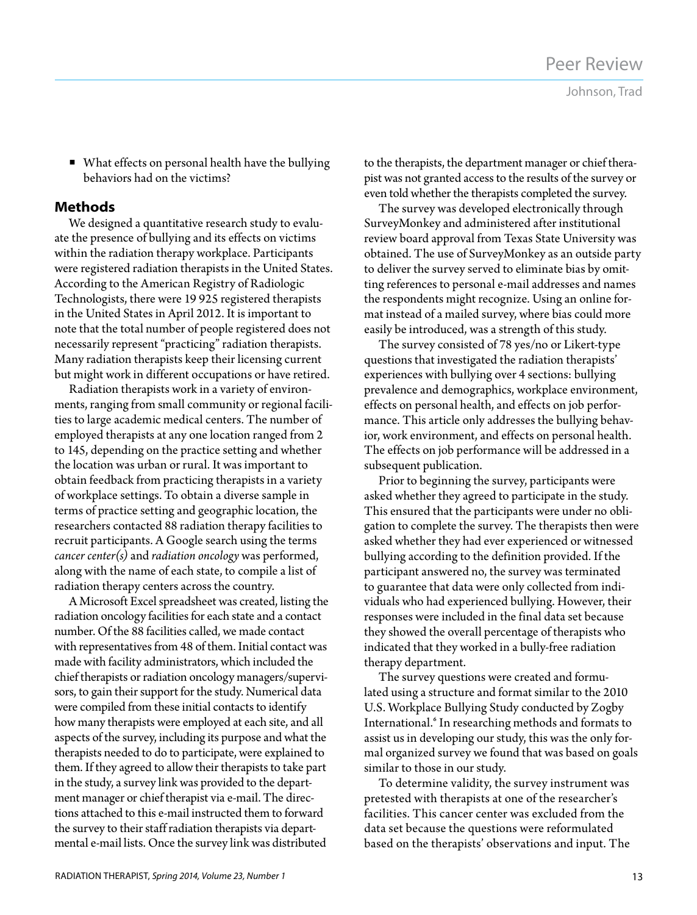- What effects on personal health have the bullying behaviors had on the victims?

## Methods

We designed a quantitative research study to evaluate the presence of bullying and its effects on victims within the radiation therapy workplace. Participants were registered radiation therapists in the United States. According to the American Registry of Radiologic Technologists, there were 19 925 registered therapists in the United States in April 2012. It is important to note that the total number of people registered does not necessarily represent "practicing" radiation therapists. Many radiation therapists keep their licensing current but might work in different occupations or have retired.

Radiation therapists work in a variety of environments, ranging from small community or regional facilities to large academic medical centers. The number of employed therapists at any one location ranged from 2 to 145, depending on the practice setting and whether the location was urban or rural. It was important to obtain feedback from practicing therapists in a variety of workplace settings. To obtain a diverse sample in terms of practice setting and geographic location, the researchers contacted 88 radiation therapy facilities to recruit participants. A Google search using the terms *cancer center(s)* and *radiation oncology* was performed, along with the name of each state, to compile a list of radiation therapy centers across the country.

A Microsoft Excel spreadsheet was created, listing the radiation oncology facilities for each state and a contact number. Of the 88 facilities called, we made contact with representatives from 48 of them. Initial contact was made with facility administrators, which included the chief therapists or radiation oncology managers/supervisors, to gain their support for the study. Numerical data were compiled from these initial contacts to identify how many therapists were employed at each site, and all aspects of the survey, including its purpose and what the therapists needed to do to participate, were explained to them. If they agreed to allow their therapists to take part in the study, a survey link was provided to the department manager or chief therapist via e-mail. The directions attached to this e-mail instructed them to forward the survey to their staff radiation therapists via departmental e-mail lists. Once the survey link was distributed to the therapists, the department manager or chief therapist was not granted access to the results of the survey or even told whether the therapists completed the survey.

The survey was developed electronically through SurveyMonkey and administered after institutional review board approval from Texas State University was obtained. The use of SurveyMonkey as an outside party to deliver the survey served to eliminate bias by omitting references to personal e-mail addresses and names the respondents might recognize. Using an online format instead of a mailed survey, where bias could more easily be introduced, was a strength of this study.

The survey consisted of 78 yes/no or Likert-type questions that investigated the radiation therapists' experiences with bullying over 4 sections: bullying prevalence and demographics, workplace environment, effects on personal health, and effects on job performance. This article only addresses the bullying behavior, work environment, and effects on personal health. The effects on job performance will be addressed in a subsequent publication.

Prior to beginning the survey, participants were asked whether they agreed to participate in the study. This ensured that the participants were under no obligation to complete the survey. The therapists then were asked whether they had ever experienced or witnessed bullying according to the definition provided. If the participant answered no, the survey was terminated to guarantee that data were only collected from individuals who had experienced bullying. However, their responses were included in the final data set because they showed the overall percentage of therapists who indicated that they worked in a bully-free radiation therapy department.

The survey questions were created and formulated using a structure and format similar to the 2010 U.S. Workplace Bullying Study conducted by Zogby International.[6] In researching methods and formats to assist us in developing our study, this was the only formal organized survey we found that was based on goals similar to those in our study.

To determine validity, the survey instrument was pretested with therapists at one of the researcher's facilities. This cancer center was excluded from the data set because the questions were reformulated based on the therapists' observations and input. The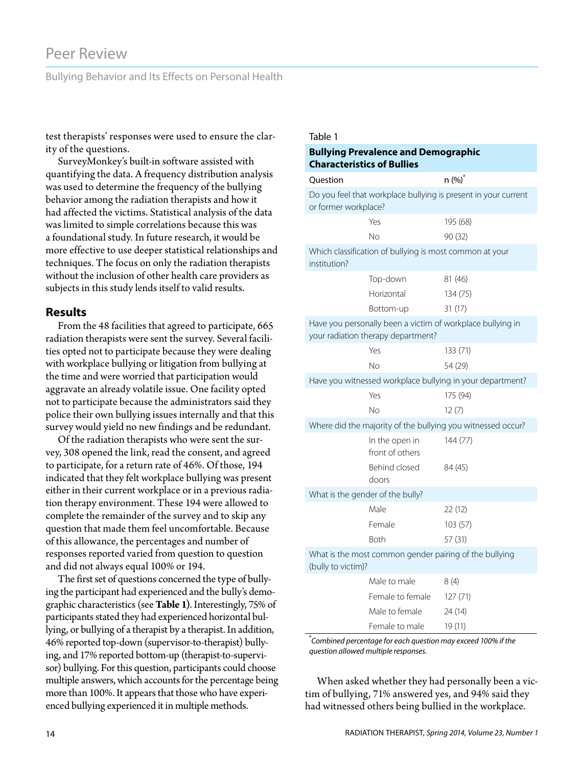test therapists' responses were used to ensure the clarity of the questions.

SurveyMonkey's built-in software assisted with quantifying the data. A frequency distribution analysis was used to determine the frequency of the bullying behavior among the radiation therapists and how it had affected the victims. Statistical analysis of the data was limited to simple correlations because this was a foundational study. In future research, it would be more effective to use deeper statistical relationships and techniques. The focus on only the radiation therapists without the inclusion of other health care providers as subjects in this study lends itself to valid results.

## Results

From the 48 facilities that agreed to participate, 665 radiation therapists were sent the survey. Several facilities opted not to participate because they were dealing with workplace bullying or litigation from bullying at the time and were worried that participation would aggravate an already volatile issue. One facility opted not to participate because the administrators said they police their own bullying issues internally and that this survey would yield no new findings and be redundant.

Of the radiation therapists who were sent the survey, 308 opened the link, read the consent, and agreed to participate, for a return rate of 46%. Of those, 194 indicated that they felt workplace bullying was present either in their current workplace or in a previous radiation therapy environment. These 194 were allowed to complete the remainder of the survey and to skip any question that made them feel uncomfortable. Because of this allowance, the percentages and number of responses reported varied from question to question and did not always equal 100% or 194.

The first set of questions concerned the type of bullying the participant had experienced and the bully's demographic characteristics (see **Table 1**). Interestingly, 75% of participants stated they had experienced horizontal bullying, or bullying of a therapist by a therapist. In addition, 46% reported top-down (supervisor-to-therapist) bullying, and 17% reported bottom-up (therapist-to-supervisor) bullying. For this question, participants could choose multiple answers, which accounts for the percentage being more than 100%. It appears that those who have experienced bullying experienced it in multiple methods.

Table 1

**Bullying Prevalence and Demographic Characteristics of Bullies**

| Question | | n (%)[a] |
|---|---|---|
| Do you feel that workplace bullying is present in your current or former workplace? | | |
| | Yes | 195 (68) |
| | No | 90 (32) |
| Which classification of bullying is most common at your institution? | | |
| | Top-down | 81 (46) |
| | Horizontal | 134 (75) |
| | Bottom-up | 31 (17) |
| Have you personally been a victim of workplace bullying in your radiation therapy department? | | |
| | Yes | 133 (71) |
| | No | 54 (29) |
| Have you witnessed workplace bullying in your department? | | |
| | Yes | 175 (94) |
| | No | 12 (7) |
| Where did the majority of the bullying you witnessed occur? | | |
| | In the open in front of others | 144 (77) |
| | Behind closed doors | 84 (45) |
| What is the gender of the bully? | | |
| | Male | 22 (12) |
| | Female | 103 (57) |
| | Both | 57 (31) |
| What is the most common gender pairing of the bullying (bully to victim)? | | |
| | Male to male | 8 (4) |
| | Female to female | 127 (71) |
| | Male to female | 24 (14) |
| | Female to male | 19 (11) |

[a] *Combined percentage for each question may exceed 100% if the question allowed multiple responses.*

When asked whether they had personally been a victim of bullying, 71% answered yes, and 94% said they had witnessed others being bullied in the workplace.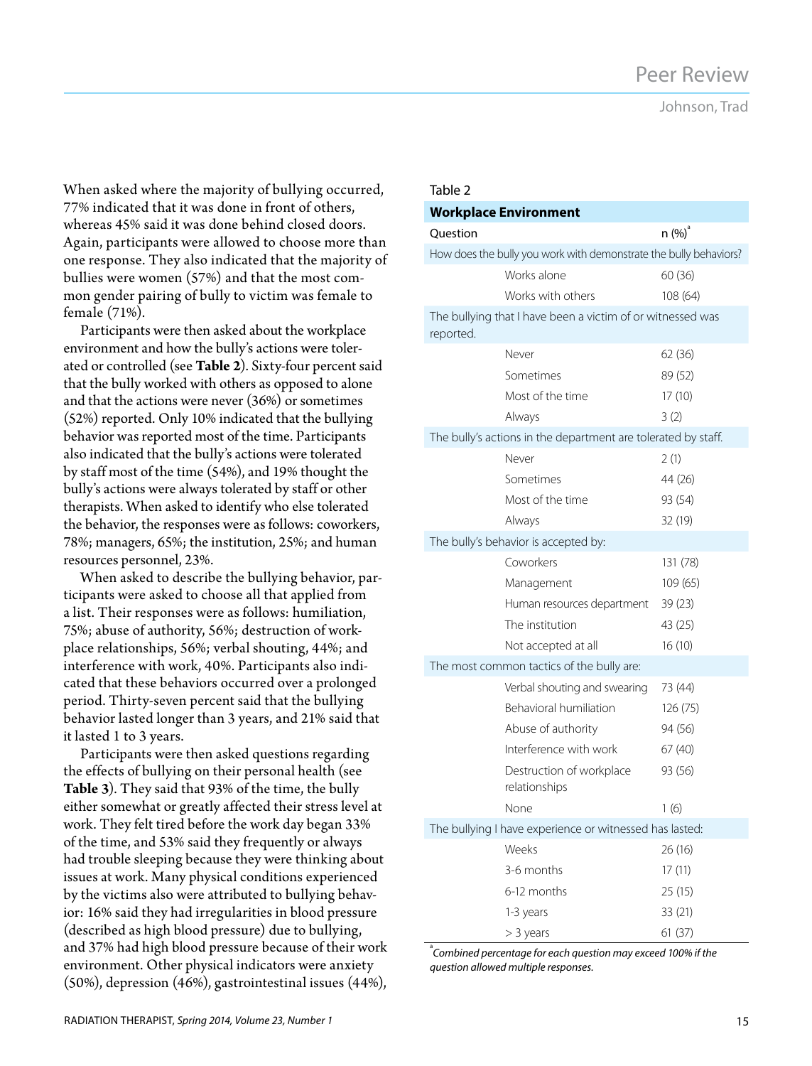When asked where the majority of bullying occurred, 77% indicated that it was done in front of others, whereas 45% said it was done behind closed doors. Again, participants were allowed to choose more than one response. They also indicated that the majority of bullies were women (57%) and that the most common gender pairing of bully to victim was female to female (71%).

Participants were then asked about the workplace environment and how the bully's actions were tolerated or controlled (see **Table 2**). Sixty-four percent said that the bully worked with others as opposed to alone and that the actions were never (36%) or sometimes (52%) reported. Only 10% indicated that the bullying behavior was reported most of the time. Participants also indicated that the bully's actions were tolerated by staff most of the time (54%), and 19% thought the bully's actions were always tolerated by staff or other therapists. When asked to identify who else tolerated the behavior, the responses were as follows: coworkers, 78%; managers, 65%; the institution, 25%; and human resources personnel, 23%.

When asked to describe the bullying behavior, participants were asked to choose all that applied from a list. Their responses were as follows: humiliation, 75%; abuse of authority, 56%; destruction of workplace relationships, 56%; verbal shouting, 44%; and interference with work, 40%. Participants also indicated that these behaviors occurred over a prolonged period. Thirty-seven percent said that the bullying behavior lasted longer than 3 years, and 21% said that it lasted 1 to 3 years.

Participants were then asked questions regarding the effects of bullying on their personal health (see **Table 3**). They said that 93% of the time, the bully either somewhat or greatly affected their stress level at work. They felt tired before the work day began 33% of the time, and 53% said they frequently or always had trouble sleeping because they were thinking about issues at work. Many physical conditions experienced by the victims also were attributed to bullying behavior: 16% said they had irregularities in blood pressure (described as high blood pressure) due to bullying, and 37% had high blood pressure because of their work environment. Other physical indicators were anxiety (50%), depression (46%), gastrointestinal issues (44%),

Table 2

**Workplace Environment**

| Question | n (%)[a] |
|---|---|
| How does the bully you work with demonstrate the bully behaviors? | |
| Works alone | 60 (36) |
| Works with others | 108 (64) |
| The bullying that I have been a victim of or witnessed was reported. | |
| Never | 62 (36) |
| Sometimes | 89 (52) |
| Most of the time | 17 (10) |
| Always | 3 (2) |
| The bully's actions in the department are tolerated by staff. | |
| Never | 2 (1) |
| Sometimes | 44 (26) |
| Most of the time | 93 (54) |
| Always | 32 (19) |
| The bully's behavior is accepted by: | |
| Coworkers | 131 (78) |
| Management | 109 (65) |
| Human resources department | 39 (23) |
| The institution | 43 (25) |
| Not accepted at all | 16 (10) |
| The most common tactics of the bully are: | |
| Verbal shouting and swearing | 73 (44) |
| Behavioral humiliation | 126 (75) |
| Abuse of authority | 94 (56) |
| Interference with work | 67 (40) |
| Destruction of workplace relationships | 93 (56) |
| None | 1 (6) |
| The bullying I have experience or witnessed has lasted: | |
| Weeks | 26 (16) |
| 3-6 months | 17 (11) |
| 6-12 months | 25 (15) |
| 1-3 years | 33 (21) |
| > 3 years | 61 (37) |

[a] *Combined percentage for each question may exceed 100% if the question allowed multiple responses.*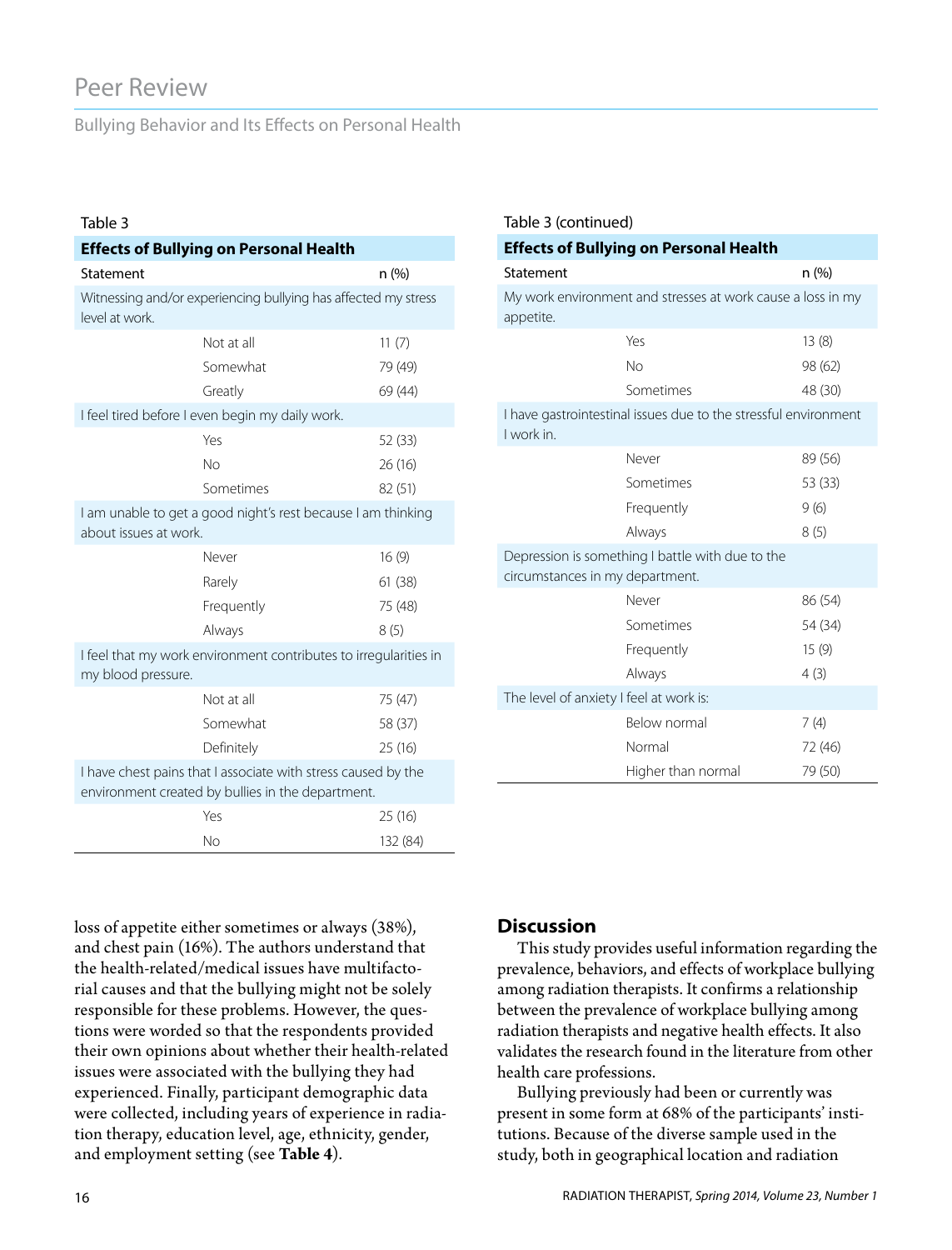Table 3

**Effects of Bullying on Personal Health**

| Statement | | n (%) |
|---|---|---|
| Witnessing and/or experiencing bullying has affected my stress level at work. | | |
| | Not at all | 11 (7) |
| | Somewhat | 79 (49) |
| | Greatly | 69 (44) |
| I feel tired before I even begin my daily work. | | |
| | Yes | 52 (33) |
| | No | 26 (16) |
| | Sometimes | 82 (51) |
| I am unable to get a good night's rest because I am thinking about issues at work. | | |
| | Never | 16 (9) |
| | Rarely | 61 (38) |
| | Frequently | 75 (48) |
| | Always | 8 (5) |
| I feel that my work environment contributes to irregularities in my blood pressure. | | |
| | Not at all | 75 (47) |
| | Somewhat | 58 (37) |
| | Definitely | 25 (16) |
| I have chest pains that I associate with stress caused by the environment created by bullies in the department. | | |
| | Yes | 25 (16) |
| | No | 132 (84) |
| My work environment and stresses at work cause a loss in my appetite. | | |
| | Yes | 13 (8) |
| | No | 98 (62) |
| | Sometimes | 48 (30) |
| I have gastrointestinal issues due to the stressful environment I work in. | | |
| | Never | 89 (56) |
| | Sometimes | 53 (33) |
| | Frequently | 9 (6) |
| | Always | 8 (5) |
| Depression is something I battle with due to the circumstances in my department. | | |
| | Never | 86 (54) |
| | Sometimes | 54 (34) |
| | Frequently | 15 (9) |
| | Always | 4 (3) |
| The level of anxiety I feel at work is: | | |
| | Below normal | 7 (4) |
| | Normal | 72 (46) |
| | Higher than normal | 79 (50) |

loss of appetite either sometimes or always (38%), and chest pain (16%). The authors understand that the health-related/medical issues have multifactorial causes and that the bullying might not be solely responsible for these problems. However, the questions were worded so that the respondents provided their own opinions about whether their health-related issues were associated with the bullying they had experienced. Finally, participant demographic data were collected, including years of experience in radiation therapy, education level, age, ethnicity, gender, and employment setting (see **Table 4**).

## Discussion

This study provides useful information regarding the prevalence, behaviors, and effects of workplace bullying among radiation therapists. It confirms a relationship between the prevalence of workplace bullying among radiation therapists and negative health effects. It also validates the research found in the literature from other health care professions.

Bullying previously had been or currently was present in some form at 68% of the participants' institutions. Because of the diverse sample used in the study, both in geographical location and radiation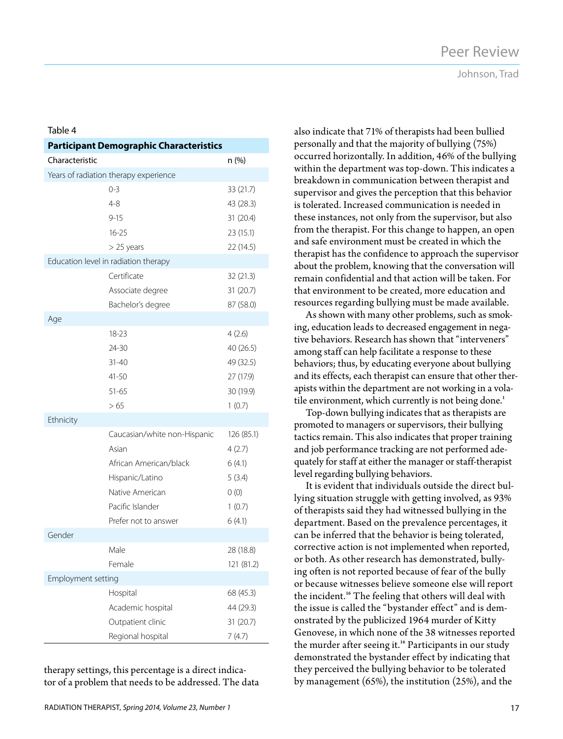Table 4

**Participant Demographic Characteristics**

| Characteristic | | n (%) |
|---|---|---|
| Years of radiation therapy experience | | |
| | 0-3 | 33 (21.7) |
| | 4-8 | 43 (28.3) |
| | 9-15 | 31 (20.4) |
| | 16-25 | 23 (15.1) |
| | > 25 years | 22 (14.5) |
| Education level in radiation therapy | | |
| | Certificate | 32 (21.3) |
| | Associate degree | 31 (20.7) |
| | Bachelor's degree | 87 (58.0) |
| Age | | |
| | 18-23 | 4 (2.6) |
| | 24-30 | 40 (26.5) |
| | 31-40 | 49 (32.5) |
| | 41-50 | 27 (17.9) |
| | 51-65 | 30 (19.9) |
| | > 65 | 1 (0.7) |
| Ethnicity | | |
| | Caucasian/white non-Hispanic | 126 (85.1) |
| | Asian | 4 (2.7) |
| | African American/black | 6 (4.1) |
| | Hispanic/Latino | 5 (3.4) |
| | Native American | 0 (0) |
| | Pacific Islander | 1 (0.7) |
| | Prefer not to answer | 6 (4.1) |
| Gender | | |
| | Male | 28 (18.8) |
| | Female | 121 (81.2) |
| Employment setting | | |
| | Hospital | 68 (45.3) |
| | Academic hospital | 44 (29.3) |
| | Outpatient clinic | 31 (20.7) |
| | Regional hospital | 7 (4.7) |

therapy settings, this percentage is a direct indicator of a problem that needs to be addressed. The data also indicate that 71% of therapists had been bullied personally and that the majority of bullying (75%) occurred horizontally. In addition, 46% of the bullying within the department was top-down. This indicates a breakdown in communication between therapist and supervisor and gives the perception that this behavior is tolerated. Increased communication is needed in these instances, not only from the supervisor, but also from the therapist. For this change to happen, an open and safe environment must be created in which the therapist has the confidence to approach the supervisor about the problem, knowing that the conversation will remain confidential and that action will be taken. For that environment to be created, more education and resources regarding bullying must be made available.

As shown with many other problems, such as smoking, education leads to decreased engagement in negative behaviors. Research has shown that "interveners" among staff can help facilitate a response to these behaviors; thus, by educating everyone about bullying and its effects, each therapist can ensure that other therapists within the department are not working in a volatile environment, which currently is not being done.[1]

Top-down bullying indicates that as therapists are promoted to managers or supervisors, their bullying tactics remain. This also indicates that proper training and job performance tracking are not performed adequately for staff at either the manager or staff-therapist level regarding bullying behaviors.

It is evident that individuals outside the direct bullying situation struggle with getting involved, as 93% of therapists said they had witnessed bullying in the department. Based on the prevalence percentages, it can be inferred that the behavior is being tolerated, corrective action is not implemented when reported, or both. As other research has demonstrated, bullying often is not reported because of fear of the bully or because witnesses believe someone else will report the incident.[16] The feeling that others will deal with the issue is called the "bystander effect" and is demonstrated by the publicized 1964 murder of Kitty Genovese, in which none of the 38 witnesses reported the murder after seeing it.[16] Participants in our study demonstrated the bystander effect by indicating that they perceived the bullying behavior to be tolerated by management (65%), the institution (25%), and the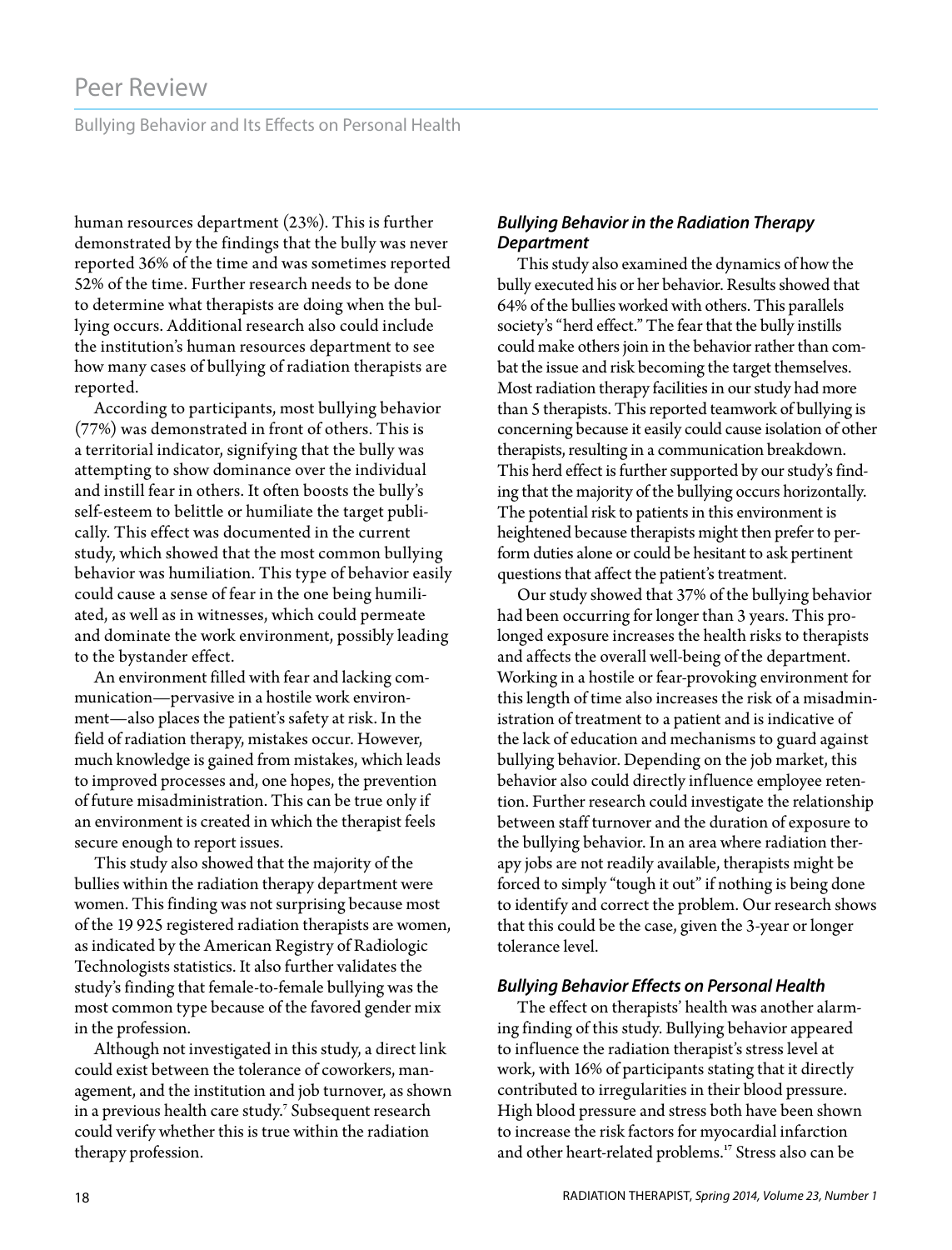human resources department (23%). This is further demonstrated by the findings that the bully was never reported 36% of the time and was sometimes reported 52% of the time. Further research needs to be done to determine what therapists are doing when the bullying occurs. Additional research also could include the institution's human resources department to see how many cases of bullying of radiation therapists are reported.

According to participants, most bullying behavior (77%) was demonstrated in front of others. This is a territorial indicator, signifying that the bully was attempting to show dominance over the individual and instill fear in others. It often boosts the bully's self-esteem to belittle or humiliate the target publically. This effect was documented in the current study, which showed that the most common bullying behavior was humiliation. This type of behavior easily could cause a sense of fear in the one being humiliated, as well as in witnesses, which could permeate and dominate the work environment, possibly leading to the bystander effect.

An environment filled with fear and lacking communication—pervasive in a hostile work environment—also places the patient's safety at risk. In the field of radiation therapy, mistakes occur. However, much knowledge is gained from mistakes, which leads to improved processes and, one hopes, the prevention of future misadministration. This can be true only if an environment is created in which the therapist feels secure enough to report issues.

This study also showed that the majority of the bullies within the radiation therapy department were women. This finding was not surprising because most of the 19 925 registered radiation therapists are women, as indicated by the American Registry of Radiologic Technologists statistics. It also further validates the study's finding that female-to-female bullying was the most common type because of the favored gender mix in the profession.

Although not investigated in this study, a direct link could exist between the tolerance of coworkers, management, and the institution and job turnover, as shown in a previous health care study.[7] Subsequent research could verify whether this is true within the radiation therapy profession.

### *Bullying Behavior in the Radiation Therapy Department*

This study also examined the dynamics of how the bully executed his or her behavior. Results showed that 64% of the bullies worked with others. This parallels society's "herd effect." The fear that the bully instills could make others join in the behavior rather than combat the issue and risk becoming the target themselves. Most radiation therapy facilities in our study had more than 5 therapists. This reported teamwork of bullying is concerning because it easily could cause isolation of other therapists, resulting in a communication breakdown. This herd effect is further supported by our study's finding that the majority of the bullying occurs horizontally. The potential risk to patients in this environment is heightened because therapists might then prefer to perform duties alone or could be hesitant to ask pertinent questions that affect the patient's treatment.

Our study showed that 37% of the bullying behavior had been occurring for longer than 3 years. This prolonged exposure increases the health risks to therapists and affects the overall well-being of the department. Working in a hostile or fear-provoking environment for this length of time also increases the risk of a misadministration of treatment to a patient and is indicative of the lack of education and mechanisms to guard against bullying behavior. Depending on the job market, this behavior also could directly influence employee retention. Further research could investigate the relationship between staff turnover and the duration of exposure to the bullying behavior. In an area where radiation therapy jobs are not readily available, therapists might be forced to simply "tough it out" if nothing is being done to identify and correct the problem. Our research shows that this could be the case, given the 3-year or longer tolerance level.

### *Bullying Behavior Effects on Personal Health*

The effect on therapists' health was another alarming finding of this study. Bullying behavior appeared to influence the radiation therapist's stress level at work, with 16% of participants stating that it directly contributed to irregularities in their blood pressure. High blood pressure and stress both have been shown to increase the risk factors for myocardial infarction and other heart-related problems.[17] Stress also can be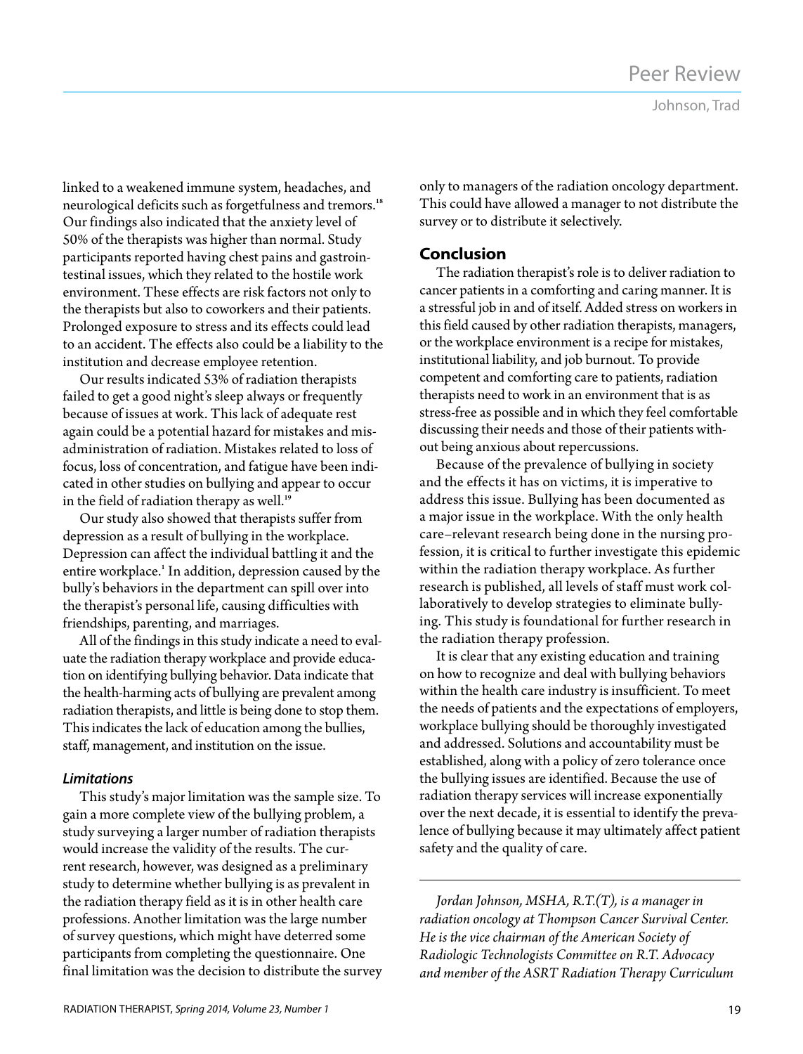linked to a weakened immune system, headaches, and neurological deficits such as forgetfulness and tremors.[18] Our findings also indicated that the anxiety level of 50% of the therapists was higher than normal. Study participants reported having chest pains and gastrointestinal issues, which they related to the hostile work environment. These effects are risk factors not only to the therapists but also to coworkers and their patients. Prolonged exposure to stress and its effects could lead to an accident. The effects also could be a liability to the institution and decrease employee retention.

Our results indicated 53% of radiation therapists failed to get a good night's sleep always or frequently because of issues at work. This lack of adequate rest again could be a potential hazard for mistakes and misadministration of radiation. Mistakes related to loss of focus, loss of concentration, and fatigue have been indicated in other studies on bullying and appear to occur in the field of radiation therapy as well.[19]

Our study also showed that therapists suffer from depression as a result of bullying in the workplace. Depression can affect the individual battling it and the entire workplace.[1] In addition, depression caused by the bully's behaviors in the department can spill over into the therapist's personal life, causing difficulties with friendships, parenting, and marriages.

All of the findings in this study indicate a need to evaluate the radiation therapy workplace and provide education on identifying bullying behavior. Data indicate that the health-harming acts of bullying are prevalent among radiation therapists, and little is being done to stop them. This indicates the lack of education among the bullies, staff, management, and institution on the issue.

### *Limitations*

This study's major limitation was the sample size. To gain a more complete view of the bullying problem, a study surveying a larger number of radiation therapists would increase the validity of the results. The current research, however, was designed as a preliminary study to determine whether bullying is as prevalent in the radiation therapy field as it is in other health care professions. Another limitation was the large number of survey questions, which might have deterred some participants from completing the questionnaire. One final limitation was the decision to distribute the survey only to managers of the radiation oncology department. This could have allowed a manager to not distribute the survey or to distribute it selectively.

## Conclusion

The radiation therapist's role is to deliver radiation to cancer patients in a comforting and caring manner. It is a stressful job in and of itself. Added stress on workers in this field caused by other radiation therapists, managers, or the workplace environment is a recipe for mistakes, institutional liability, and job burnout. To provide competent and comforting care to patients, radiation therapists need to work in an environment that is as stress-free as possible and in which they feel comfortable discussing their needs and those of their patients without being anxious about repercussions.

Because of the prevalence of bullying in society and the effects it has on victims, it is imperative to address this issue. Bullying has been documented as a major issue in the workplace. With the only health care–relevant research being done in the nursing profession, it is critical to further investigate this epidemic within the radiation therapy workplace. As further research is published, all levels of staff must work collaboratively to develop strategies to eliminate bullying. This study is foundational for further research in the radiation therapy profession.

It is clear that any existing education and training on how to recognize and deal with bullying behaviors within the health care industry is insufficient. To meet the needs of patients and the expectations of employers, workplace bullying should be thoroughly investigated and addressed. Solutions and accountability must be established, along with a policy of zero tolerance once the bullying issues are identified. Because the use of radiation therapy services will increase exponentially over the next decade, it is essential to identify the prevalence of bullying because it may ultimately affect patient safety and the quality of care.

---

*Jordan Johnson, MSHA, R.T.(T), is a manager in radiation oncology at Thompson Cancer Survival Center. He is the vice chairman of the American Society of Radiologic Technologists Committee on R.T. Advocacy and member of the ASRT Radiation Therapy Curriculum*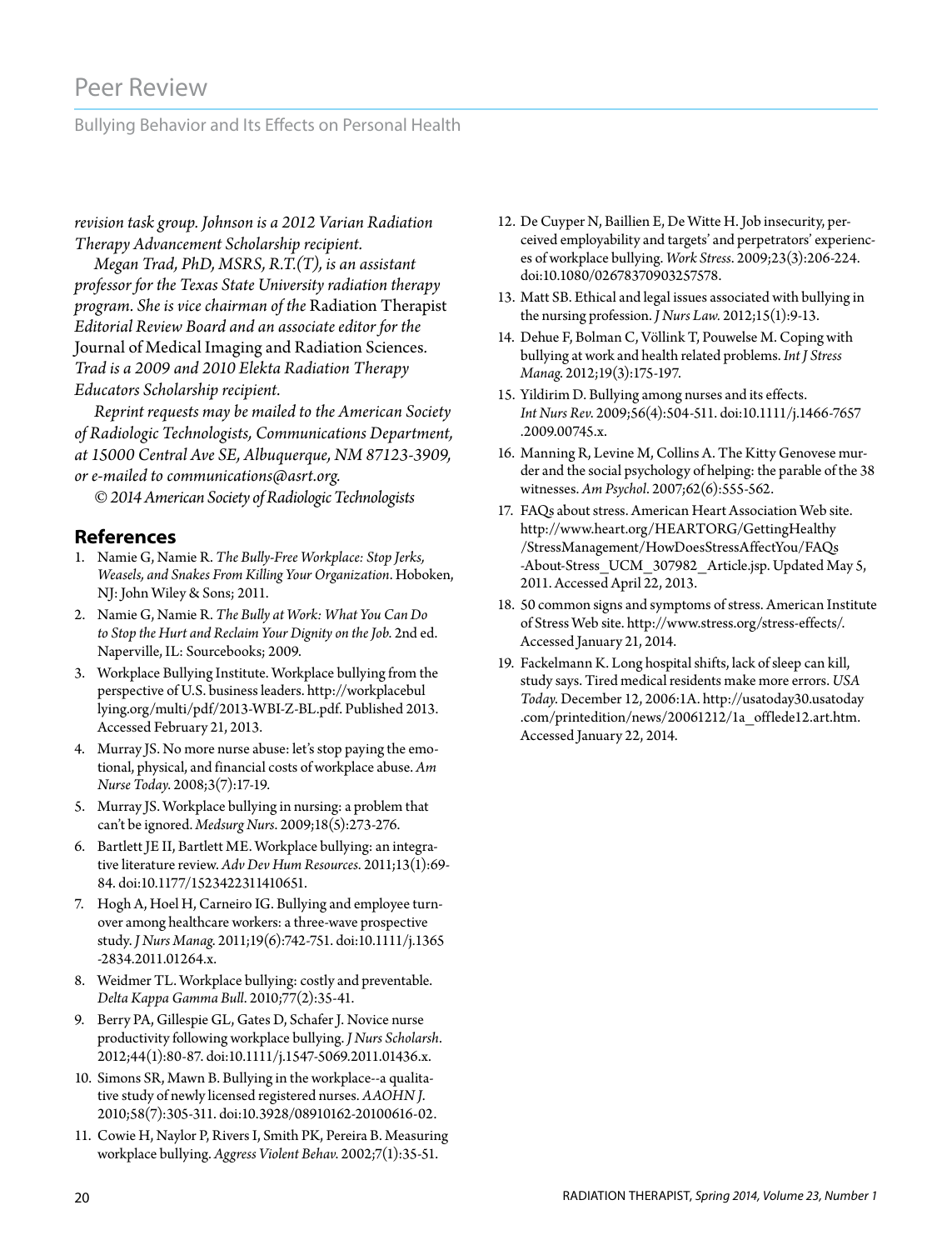*revision task group. Johnson is a 2012 Varian Radiation Therapy Advancement Scholarship recipient.*

*Megan Trad, PhD, MSRS, R.T.(T), is an assistant professor for the Texas State University radiation therapy program. She is vice chairman of the* Radiation Therapist *Editorial Review Board and an associate editor for the* Journal of Medical Imaging and Radiation Sciences. *Trad is a 2009 and 2010 Elekta Radiation Therapy Educators Scholarship recipient.*

*Reprint requests may be mailed to the American Society of Radiologic Technologists, Communications Department, at 15000 Central Ave SE, Albuquerque, NM 87123-3909, or e-mailed to communications@asrt.org.*

*© 2014 American Society of Radiologic Technologists*

## References

1. Namie G, Namie R. *The Bully-Free Workplace: Stop Jerks, Weasels, and Snakes From Killing Your Organization*. Hoboken, NJ: John Wiley & Sons; 2011.
2. Namie G, Namie R. *The Bully at Work: What You Can Do to Stop the Hurt and Reclaim Your Dignity on the Job*. 2nd ed. Naperville, IL: Sourcebooks; 2009.
3. Workplace Bullying Institute. Workplace bullying from the perspective of U.S. business leaders. http://workplacebullying.org/multi/pdf/2013-WBI-Z-BL.pdf. Published 2013. Accessed February 21, 2013.
4. Murray JS. No more nurse abuse: let's stop paying the emotional, physical, and financial costs of workplace abuse. *Am Nurse Today*. 2008;3(7):17-19.
5. Murray JS. Workplace bullying in nursing: a problem that can't be ignored. *Medsurg Nurs*. 2009;18(5):273-276.
6. Bartlett JE II, Bartlett ME. Workplace bullying: an integrative literature review. *Adv Dev Hum Resources*. 2011;13(1):69-84. doi:10.1177/1523422311410651.
7. Hogh A, Hoel H, Carneiro IG. Bullying and employee turnover among healthcare workers: a three-wave prospective study. *J Nurs Manag*. 2011;19(6):742-751. doi:10.1111/j.1365-2834.2011.01264.x.
8. Weidmer TL. Workplace bullying: costly and preventable. *Delta Kappa Gamma Bull*. 2010;77(2):35-41.
9. Berry PA, Gillespie GL, Gates D, Schafer J. Novice nurse productivity following workplace bullying. *J Nurs Scholarsh*. 2012;44(1):80-87. doi:10.1111/j.1547-5069.2011.01436.x.
10. Simons SR, Mawn B. Bullying in the workplace--a qualitative study of newly licensed registered nurses. *AAOHN J*. 2010;58(7):305-311. doi:10.3928/08910162-20100616-02.
11. Cowie H, Naylor P, Rivers I, Smith PK, Pereira B. Measuring workplace bullying. *Aggress Violent Behav*. 2002;7(1):35-51.
12. De Cuyper N, Baillien E, De Witte H. Job insecurity, perceived employability and targets' and perpetrators' experiences of workplace bullying. *Work Stress*. 2009;23(3):206-224. doi:10.1080/02678370903257578.
13. Matt SB. Ethical and legal issues associated with bullying in the nursing profession. *J Nurs Law*. 2012;15(1):9-13.
14. Dehue F, Bolman C, Völlink T, Pouwelse M. Coping with bullying at work and health related problems. *Int J Stress Manag*. 2012;19(3):175-197.
15. Yildirim D. Bullying among nurses and its effects. *Int Nurs Rev*. 2009;56(4):504-511. doi:10.1111/j.1466-7657.2009.00745.x.
16. Manning R, Levine M, Collins A. The Kitty Genovese murder and the social psychology of helping: the parable of the 38 witnesses. *Am Psychol*. 2007;62(6):555-562.
17. FAQs about stress. American Heart Association Web site. http://www.heart.org/HEARTORG/GettingHealthy/StressManagement/HowDoesStressAffectYou/FAQs-About-Stress_UCM_307982_Article.jsp. Updated May 5, 2011. Accessed April 22, 2013.
18. 50 common signs and symptoms of stress. American Institute of Stress Web site. http://www.stress.org/stress-effects/. Accessed January 21, 2014.
19. Fackelmann K. Long hospital shifts, lack of sleep can kill, study says. Tired medical residents make more errors. *USA Today*. December 12, 2006:1A. http://usatoday30.usatoday.com/printedition/news/20061212/1a_offlede12.art.htm. Accessed January 22, 2014.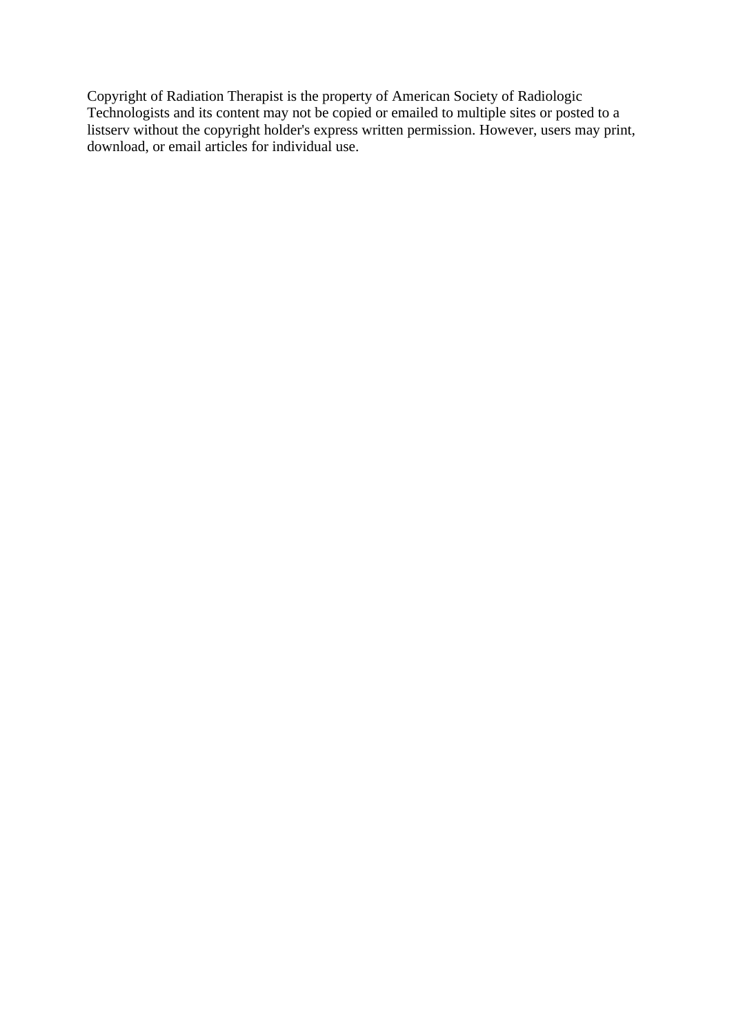Copyright of Radiation Therapist is the property of American Society of Radiologic Technologists and its content may not be copied or emailed to multiple sites or posted to a listserv without the copyright holder's express written permission. However, users may print, download, or email articles for individual use.